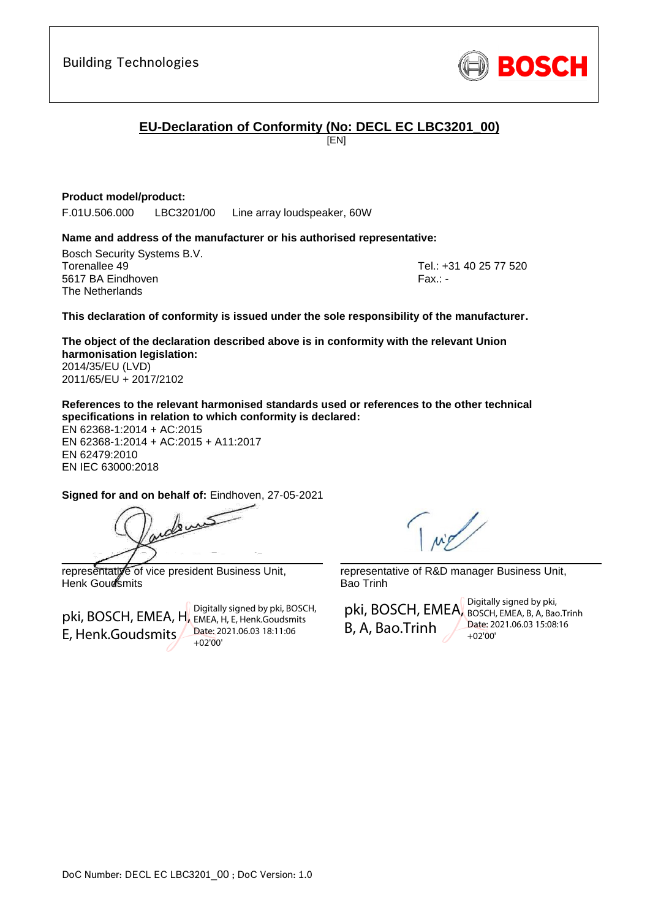Building Technologies

BOSCH

## EU-Declaration of Conformity (No: DECL EC LBC3201_00)

[EN]

**Product model/product:**

F.01U.506.000 LBC3201/00 Line array loudspeaker, 60W

**Name and address of the manufacturer or his authorised representative:**

Bosch Security Systems B.V.
Torenallee 49
5617 BA Eindhoven
The Netherlands

Tel.: +31 40 25 77 520
Fax.: -

**This declaration of conformity is issued under the sole responsibility of the manufacturer.**

**The object of the declaration described above is in conformity with the relevant Union harmonisation legislation:**

2014/35/EU (LVD)
2011/65/EU + 2017/2102

**References to the relevant harmonised standards used or references to the other technical specifications in relation to which conformity is declared:**

EN 62368-1:2014 + AC:2015
EN 62368-1:2014 + AC:2015 + A11:2017
EN 62479:2010
EN IEC 63000:2018

**Signed for and on behalf of:** Eindhoven, 27-05-2021

representative of vice president Business Unit,
Henk Goudsmits

pki, BOSCH, EMEA, H, E, Henk.Goudsmits — Digitally signed by pki, BOSCH, EMEA, H, E, Henk.Goudsmits Date: 2021.06.03 18:11:06 +02'00'

representative of R&D manager Business Unit,
Bao Trinh

pki, BOSCH, EMEA, B, A, Bao.Trinh — Digitally signed by pki, BOSCH, EMEA, B, A, Bao.Trinh Date: 2021.06.03 15:08:16 +02'00'

DoC Number: DECL EC LBC3201_00 ; DoC Version: 1.0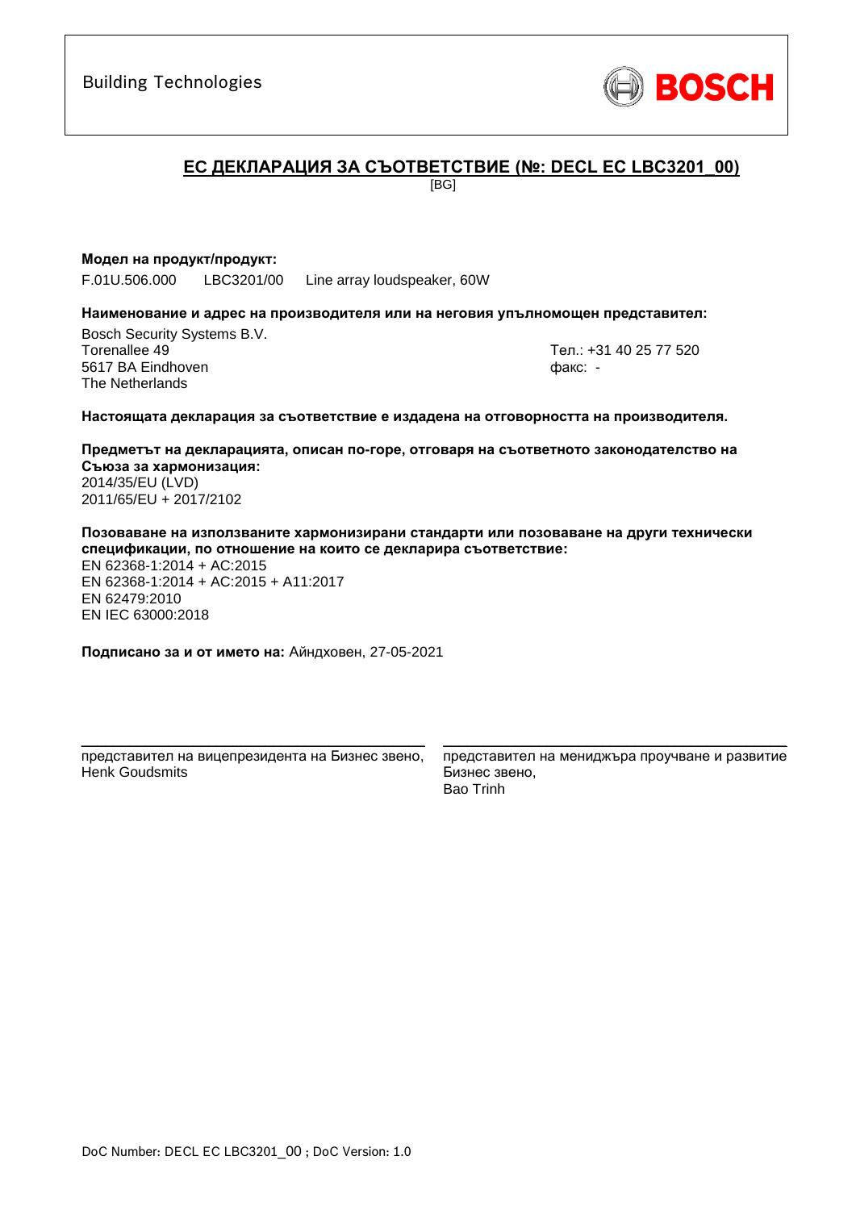Building Technologies

BOSCH

## ЕС ДЕКЛАРАЦИЯ ЗА СЪОТВЕТСТВИЕ (№: DECL EC LBC3201_00)

[BG]

**Модел на продукт/продукт:**

F.01U.506.000 LBC3201/00 Line array loudspeaker, 60W

**Наименование и адрес на производителя или на неговия упълномощен представител:**

Bosch Security Systems B.V.
Torenallee 49
5617 BA Eindhoven
The Netherlands

Тел.: +31 40 25 77 520
факс: -

**Настоящата декларация за съответствие е издадена на отговорността на производителя.**

**Предметът на декларацията, описан по-горе, отговаря на съответното законодателство на Съюза за хармонизация:**
2014/35/EU (LVD)
2011/65/EU + 2017/2102

**Позоваване на използваните хармонизирани стандарти или позоваване на други технически спецификации, по отношение на които се декларира съответствие:**
EN 62368-1:2014 + AC:2015
EN 62368-1:2014 + AC:2015 + A11:2017
EN 62479:2010
EN IEC 63000:2018

**Подписано за и от името на:** Айндховен, 27-05-2021

представител на вицепрезидента на Бизнес звено,
Henk Goudsmits

представител на мениджъра проучване и развитие Бизнес звено,
Bao Trinh

DoC Number: DECL EC LBC3201_00 ; DoC Version: 1.0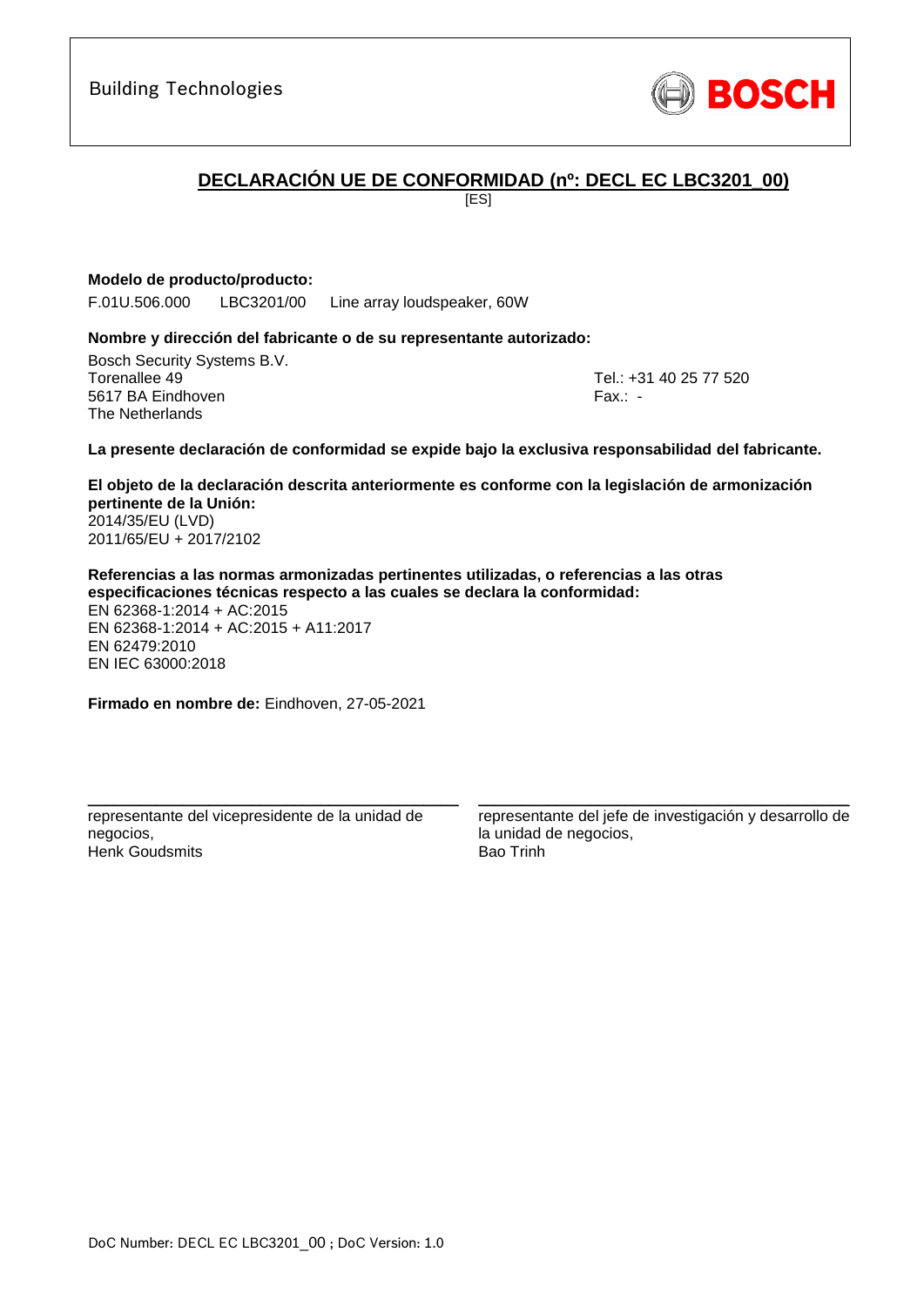Building Technologies

BOSCH

## DECLARACIÓN UE DE CONFORMIDAD (nº: DECL EC LBC3201_00)

[ES]

**Modelo de producto/producto:**

F.01U.506.000 LBC3201/00 Line array loudspeaker, 60W

**Nombre y dirección del fabricante o de su representante autorizado:**

Bosch Security Systems B.V.
Torenallee 49
5617 BA Eindhoven
The Netherlands

Tel.: +31 40 25 77 520
Fax.: -

**La presente declaración de conformidad se expide bajo la exclusiva responsabilidad del fabricante.**

**El objeto de la declaración descrita anteriormente es conforme con la legislación de armonización pertinente de la Unión:**
2014/35/EU (LVD)
2011/65/EU + 2017/2102

**Referencias a las normas armonizadas pertinentes utilizadas, o referencias a las otras especificaciones técnicas respecto a las cuales se declara la conformidad:**
EN 62368-1:2014 + AC:2015
EN 62368-1:2014 + AC:2015 + A11:2017
EN 62479:2010
EN IEC 63000:2018

**Firmado en nombre de:** Eindhoven, 27-05-2021

representante del vicepresidente de la unidad de negocios,
Henk Goudsmits

representante del jefe de investigación y desarrollo de la unidad de negocios,
Bao Trinh

DoC Number: DECL EC LBC3201_00 ; DoC Version: 1.0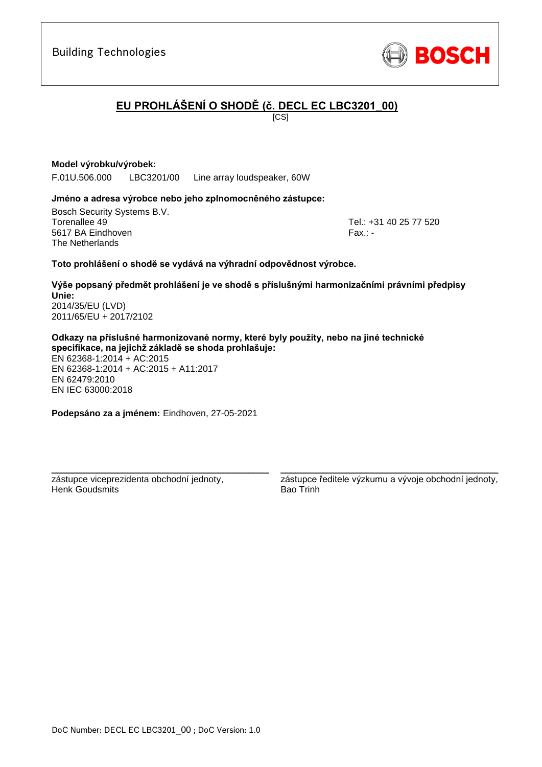Building Technologies

BOSCH

# EU PROHLÁŠENÍ O SHODĚ (č. DECL EC LBC3201_00)

[CS]

**Model výrobku/výrobek:**

F.01U.506.000 LBC3201/00 Line array loudspeaker, 60W

**Jméno a adresa výrobce nebo jeho zplnomocněného zástupce:**

Bosch Security Systems B.V.
Torenallee 49
5617 BA Eindhoven
The Netherlands

Tel.: +31 40 25 77 520
Fax.: -

**Toto prohlášení o shodě se vydává na výhradní odpovědnost výrobce.**

**Výše popsaný předmět prohlášení je ve shodě s příslušnými harmonizačními právními předpisy Unie:**
2014/35/EU (LVD)
2011/65/EU + 2017/2102

**Odkazy na příslušné harmonizované normy, které byly použity, nebo na jiné technické specifikace, na jejichž základě se shoda prohlašuje:**
EN 62368-1:2014 + AC:2015
EN 62368-1:2014 + AC:2015 + A11:2017
EN 62479:2010
EN IEC 63000:2018

**Podepsáno za a jménem:** Eindhoven, 27-05-2021

zástupce viceprezidenta obchodní jednoty,
Henk Goudsmits

zástupce ředitele výzkumu a vývoje obchodní jednoty,
Bao Trinh

DoC Number: DECL EC LBC3201_00 ; DoC Version: 1.0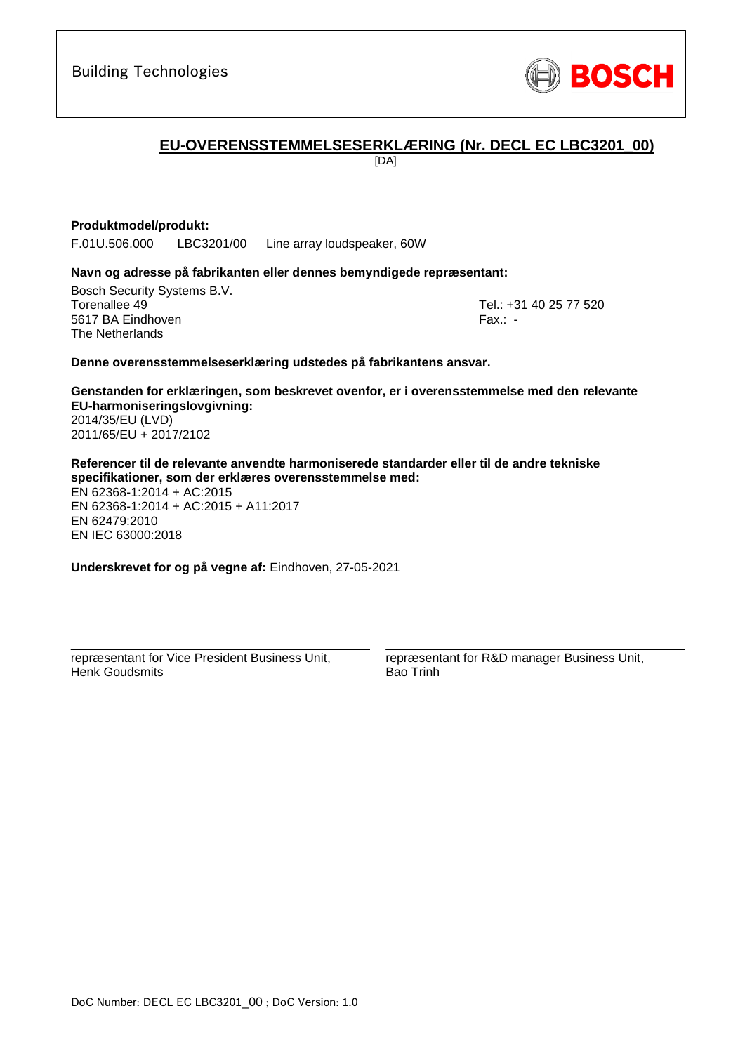Building Technologies

BOSCH

## EU-OVERENSSTEMMELSESERKLÆRING (Nr. DECL EC LBC3201_00)

[DA]

**Produktmodel/produkt:**

F.01U.506.000 LBC3201/00 Line array loudspeaker, 60W

**Navn og adresse på fabrikanten eller dennes bemyndigede repræsentant:**

Bosch Security Systems B.V.
Torenallee 49
5617 BA Eindhoven
The Netherlands

Tel.: +31 40 25 77 520
Fax.: -

**Denne overensstemmelseserklæring udstedes på fabrikantens ansvar.**

**Genstanden for erklæringen, som beskrevet ovenfor, er i overensstemmelse med den relevante EU-harmoniseringslovgivning:**

2014/35/EU (LVD)
2011/65/EU + 2017/2102

**Referencer til de relevante anvendte harmoniserede standarder eller til de andre tekniske specifikationer, som der erklæres overensstemmelse med:**

EN 62368-1:2014 + AC:2015
EN 62368-1:2014 + AC:2015 + A11:2017
EN 62479:2010
EN IEC 63000:2018

**Underskrevet for og på vegne af:** Eindhoven, 27-05-2021

repræsentant for Vice President Business Unit,
Henk Goudsmits

repræsentant for R&D manager Business Unit,
Bao Trinh

DoC Number: DECL EC LBC3201_00 ; DoC Version: 1.0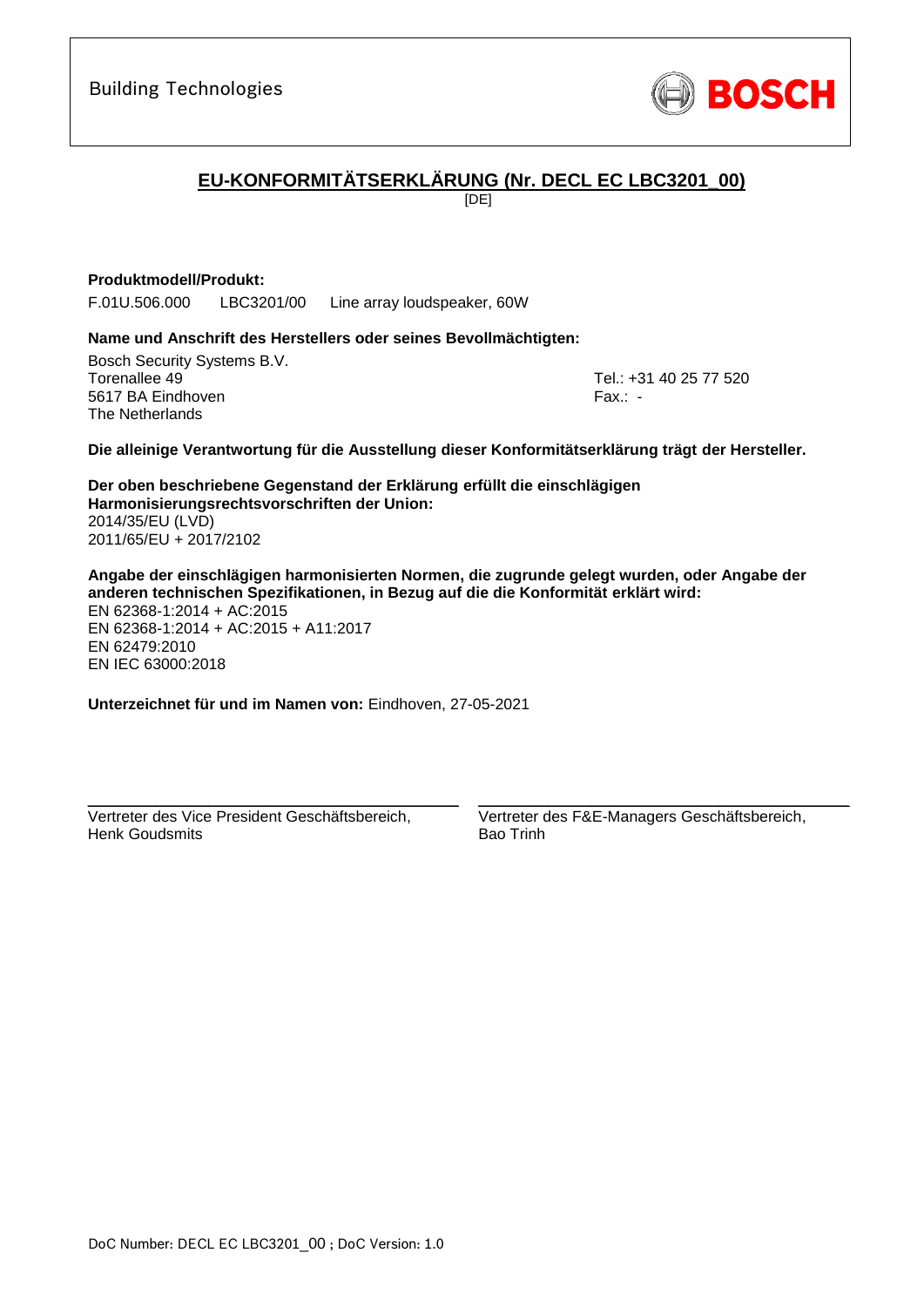Building Technologies

BOSCH

# EU-KONFORMITÄTSERKLÄRUNG (Nr. DECL EC LBC3201_00)

[DE]

**Produktmodell/Produkt:**

F.01U.506.000 LBC3201/00 Line array loudspeaker, 60W

**Name und Anschrift des Herstellers oder seines Bevollmächtigten:**

Bosch Security Systems B.V.
Torenallee 49
5617 BA Eindhoven
The Netherlands

Tel.: +31 40 25 77 520
Fax.: -

**Die alleinige Verantwortung für die Ausstellung dieser Konformitätserklärung trägt der Hersteller.**

**Der oben beschriebene Gegenstand der Erklärung erfüllt die einschlägigen Harmonisierungsrechtsvorschriften der Union:**
2014/35/EU (LVD)
2011/65/EU + 2017/2102

**Angabe der einschlägigen harmonisierten Normen, die zugrunde gelegt wurden, oder Angabe der anderen technischen Spezifikationen, in Bezug auf die die Konformität erklärt wird:**
EN 62368-1:2014 + AC:2015
EN 62368-1:2014 + AC:2015 + A11:2017
EN 62479:2010
EN IEC 63000:2018

**Unterzeichnet für und im Namen von:** Eindhoven, 27-05-2021

Vertreter des Vice President Geschäftsbereich,
Henk Goudsmits

Vertreter des F&E-Managers Geschäftsbereich,
Bao Trinh

DoC Number: DECL EC LBC3201_00 ; DoC Version: 1.0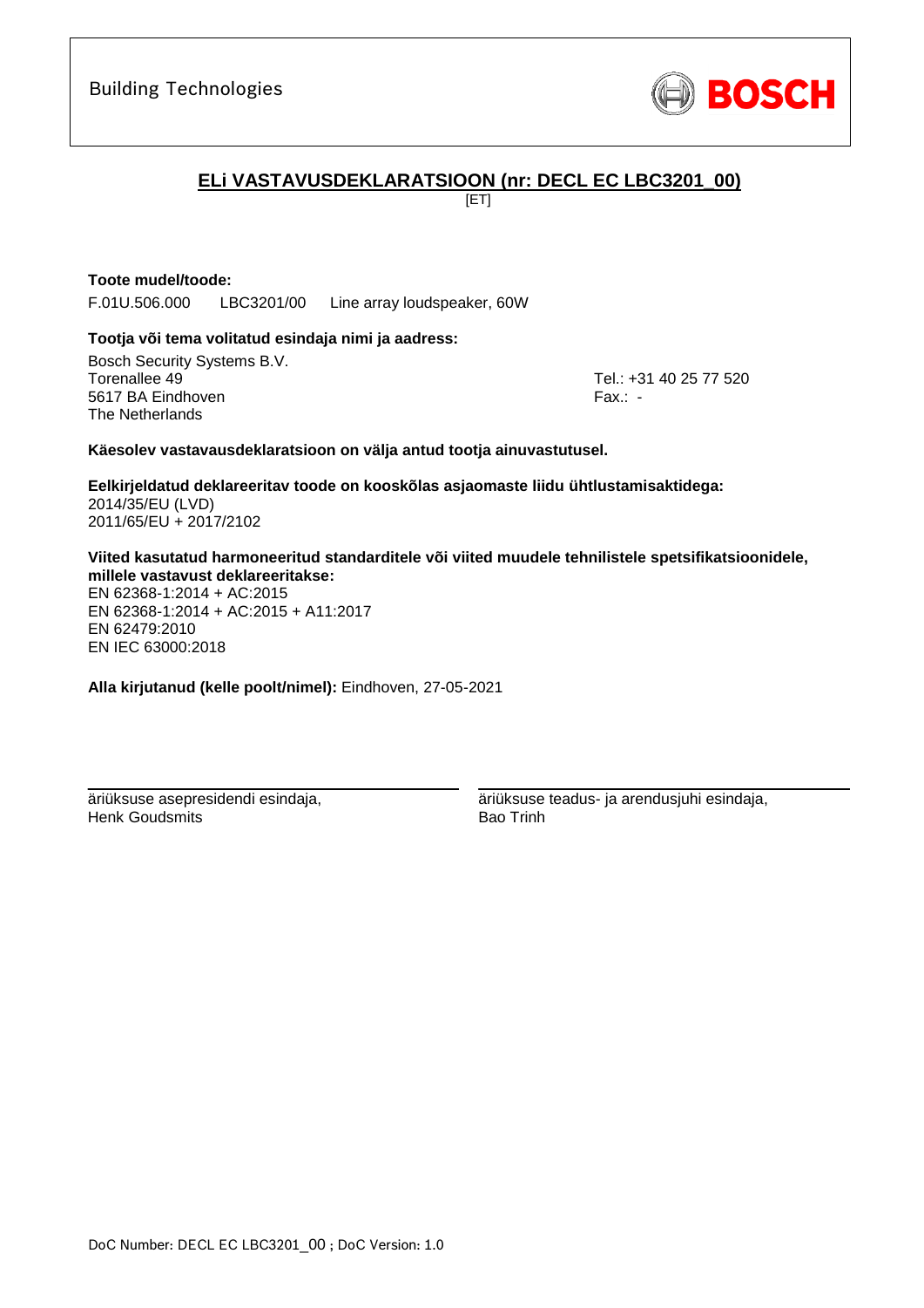Building Technologies

BOSCH

## ELi VASTAVUSDEKLARATSIOON (nr: DECL EC LBC3201_00)

[ET]

**Toote mudel/toode:**

F.01U.506.000 LBC3201/00 Line array loudspeaker, 60W

**Tootja või tema volitatud esindaja nimi ja aadress:**

Bosch Security Systems B.V.
Torenallee 49
5617 BA Eindhoven
The Netherlands

Tel.: +31 40 25 77 520
Fax.: -

**Käesolev vastavausdeklaratsioon on välja antud tootja ainuvastutusel.**

**Eelkirjeldatud deklareeritav toode on kooskõlas asjaomaste liidu ühtlustamisaktidega:**
2014/35/EU (LVD)
2011/65/EU + 2017/2102

**Viited kasutatud harmoneeritud standarditele või viited muudele tehnilistele spetsifikatsioonidele, millele vastavust deklareeritakse:**
EN 62368-1:2014 + AC:2015
EN 62368-1:2014 + AC:2015 + A11:2017
EN 62479:2010
EN IEC 63000:2018

**Alla kirjutanud (kelle poolt/nimel):** Eindhoven, 27-05-2021

äriüksuse asepresidendi esindaja,
Henk Goudsmits

äriüksuse teadus- ja arendusjuhi esindaja,
Bao Trinh

DoC Number: DECL EC LBC3201_00 ; DoC Version: 1.0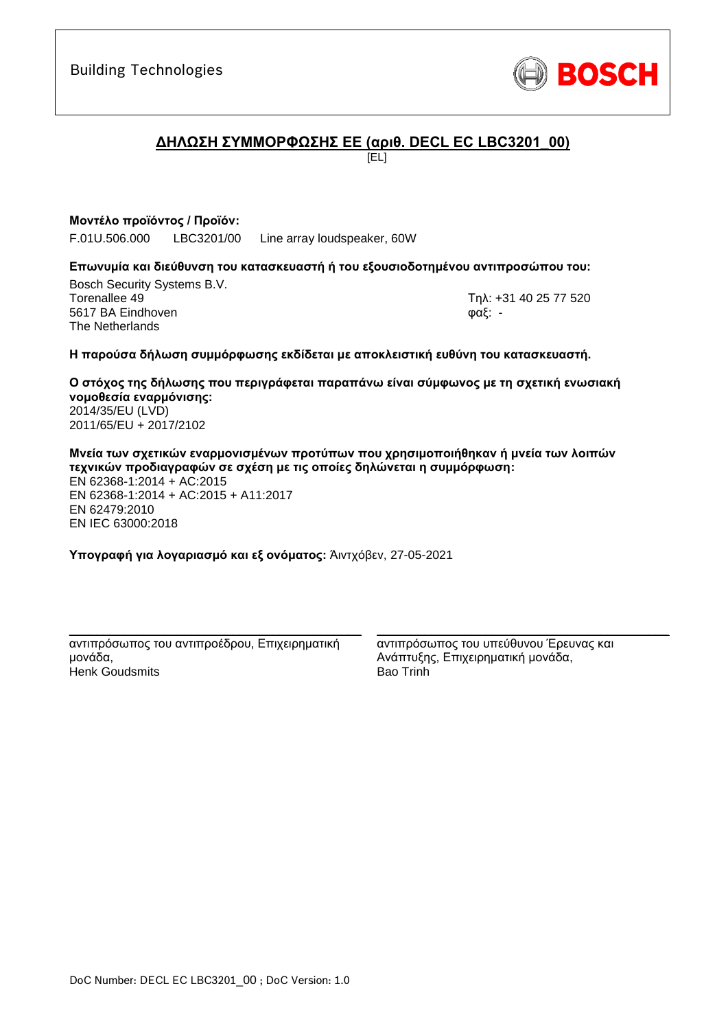Building Technologies

BOSCH

## ΔΗΛΩΣΗ ΣΥΜΜΟΡΦΩΣΗΣ ΕΕ (αριθ. DECL EC LBC3201_00)

[EL]

**Μοντέλο προϊόντος / Προϊόν:**

F.01U.506.000 LBC3201/00 Line array loudspeaker, 60W

**Επωνυμία και διεύθυνση του κατασκευαστή ή του εξουσιοδοτημένου αντιπροσώπου του:**

Bosch Security Systems B.V.
Torenallee 49
5617 BA Eindhoven
The Netherlands

Τηλ: +31 40 25 77 520
φαξ: -

**Η παρούσα δήλωση συμμόρφωσης εκδίδεται με αποκλειστική ευθύνη του κατασκευαστή.**

**Ο στόχος της δήλωσης που περιγράφεται παραπάνω είναι σύμφωνος με τη σχετική ενωσιακή νομοθεσία εναρμόνισης:**
2014/35/EU (LVD)
2011/65/EU + 2017/2102

**Μνεία των σχετικών εναρμονισμένων προτύπων που χρησιμοποιήθηκαν ή μνεία των λοιπών τεχνικών προδιαγραφών σε σχέση με τις οποίες δηλώνεται η συμμόρφωση:**
EN 62368-1:2014 + AC:2015
EN 62368-1:2014 + AC:2015 + A11:2017
EN 62479:2010
EN IEC 63000:2018

**Υπογραφή για λογαριασμό και εξ ονόματος:** Άιντχόβεν, 27-05-2021

αντιπρόσωπος του αντιπροέδρου, Επιχειρηματική μονάδα,
Henk Goudsmits

αντιπρόσωπος του υπεύθυνου Έρευνας και Ανάπτυξης, Επιχειρηματική μονάδα,
Bao Trinh

DoC Number: DECL EC LBC3201_00 ; DoC Version: 1.0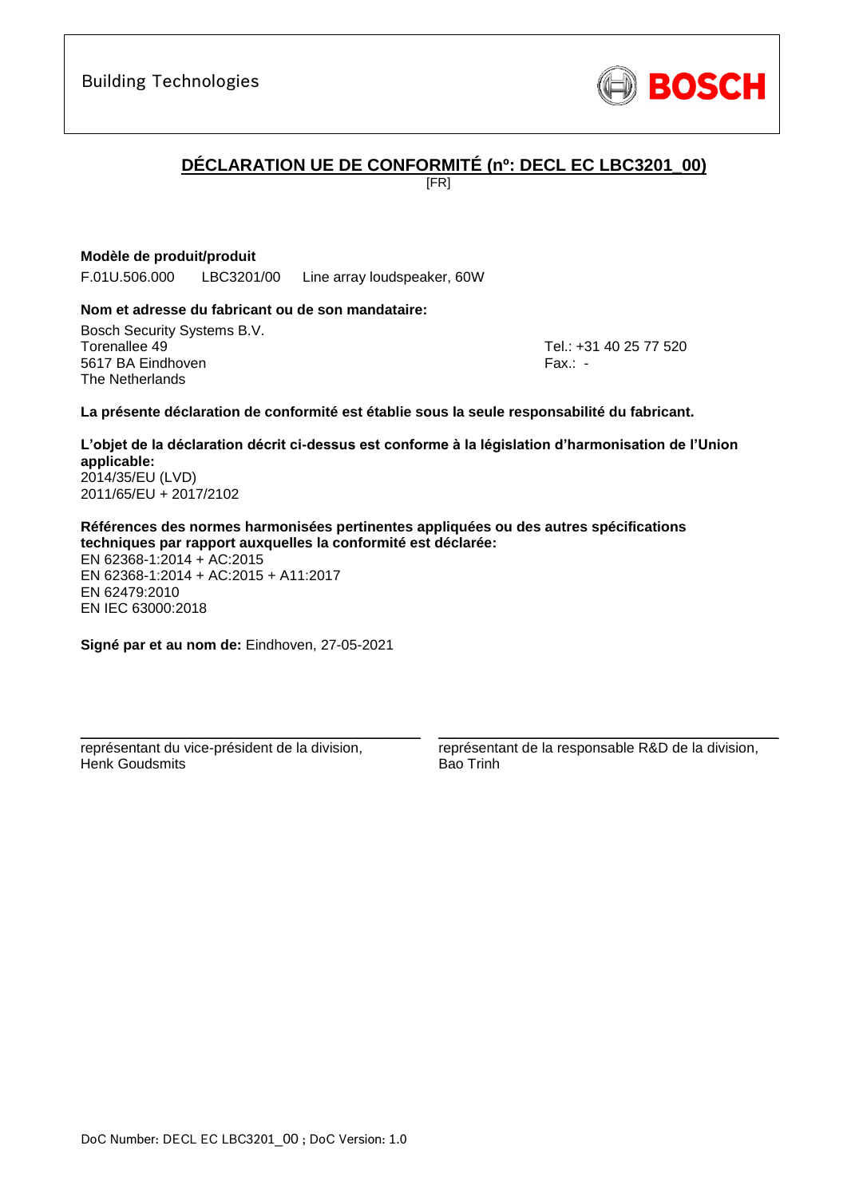Building Technologies

BOSCH

# DÉCLARATION UE DE CONFORMITÉ (nº: DECL EC LBC3201_00)

[FR]

**Modèle de produit/produit**

F.01U.506.000 LBC3201/00 Line array loudspeaker, 60W

**Nom et adresse du fabricant ou de son mandataire:**

Bosch Security Systems B.V.
Torenallee 49
5617 BA Eindhoven
The Netherlands

Tel.: +31 40 25 77 520
Fax.: -

**La présente déclaration de conformité est établie sous la seule responsabilité du fabricant.**

**L'objet de la déclaration décrit ci-dessus est conforme à la législation d'harmonisation de l'Union applicable:**

2014/35/EU (LVD)
2011/65/EU + 2017/2102

**Références des normes harmonisées pertinentes appliquées ou des autres spécifications techniques par rapport auxquelles la conformité est déclarée:**

EN 62368-1:2014 + AC:2015
EN 62368-1:2014 + AC:2015 + A11:2017
EN 62479:2010
EN IEC 63000:2018

**Signé par et au nom de:** Eindhoven, 27-05-2021

représentant du vice-président de la division,
Henk Goudsmits

représentant de la responsable R&D de la division,
Bao Trinh

DoC Number: DECL EC LBC3201_00 ; DoC Version: 1.0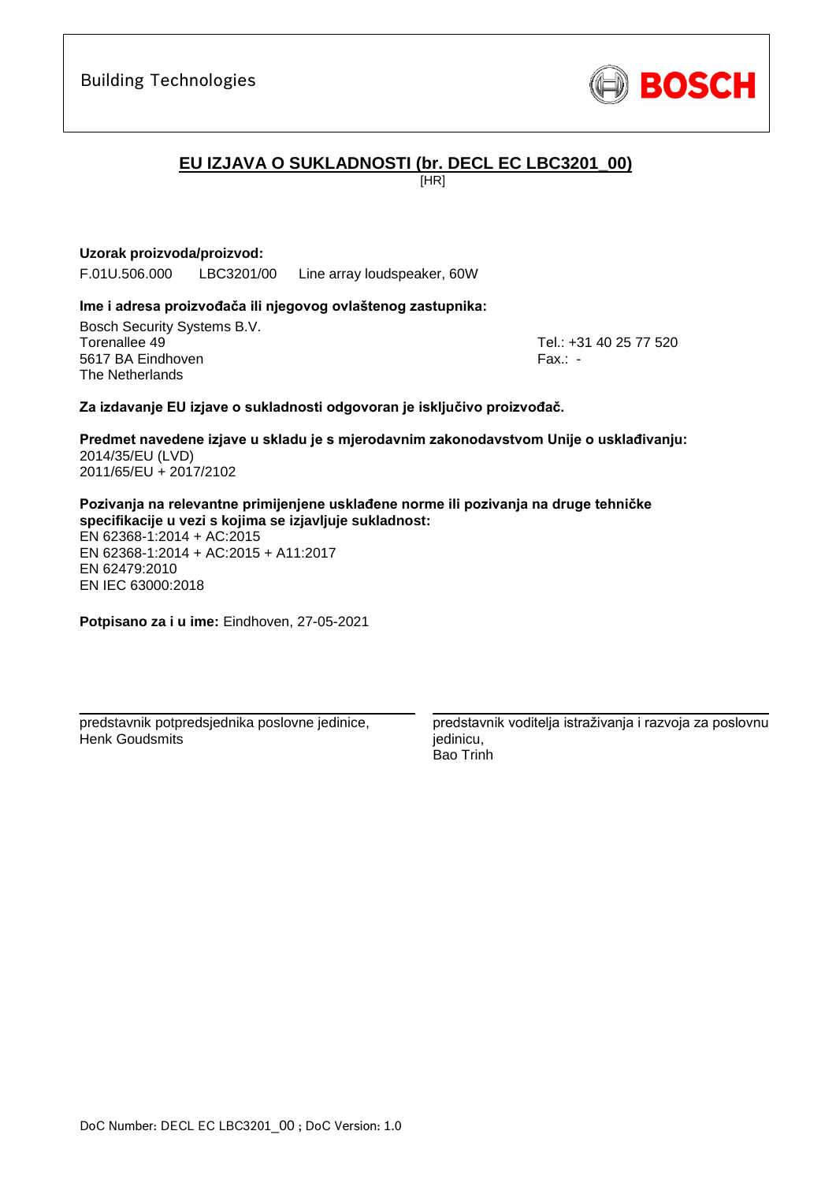Building Technologies

## EU IZJAVA O SUKLADNOSTI (br. DECL EC LBC3201_00)

[HR]

**Uzorak proizvoda/proizvod:**

F.01U.506.000 LBC3201/00 Line array loudspeaker, 60W

**Ime i adresa proizvođača ili njegovog ovlaštenog zastupnika:**

Bosch Security Systems B.V.
Torenallee 49
5617 BA Eindhoven
The Netherlands

Tel.: +31 40 25 77 520
Fax.: -

**Za izdavanje EU izjave o sukladnosti odgovoran je isključivo proizvođač.**

**Predmet navedene izjave u skladu je s mjerodavnim zakonodavstvom Unije o usklađivanju:**
2014/35/EU (LVD)
2011/65/EU + 2017/2102

**Pozivanja na relevantne primijenjene usklađene norme ili pozivanja na druge tehničke specifikacije u vezi s kojima se izjavljuje sukladnost:**
EN 62368-1:2014 + AC:2015
EN 62368-1:2014 + AC:2015 + A11:2017
EN 62479:2010
EN IEC 63000:2018

**Potpisano za i u ime:** Eindhoven, 27-05-2021

predstavnik potpredsjednika poslovne jedinice,
Henk Goudsmits

predstavnik voditelja istraživanja i razvoja za poslovnu jedinicu,
Bao Trinh

DoC Number: DECL EC LBC3201_00 ; DoC Version: 1.0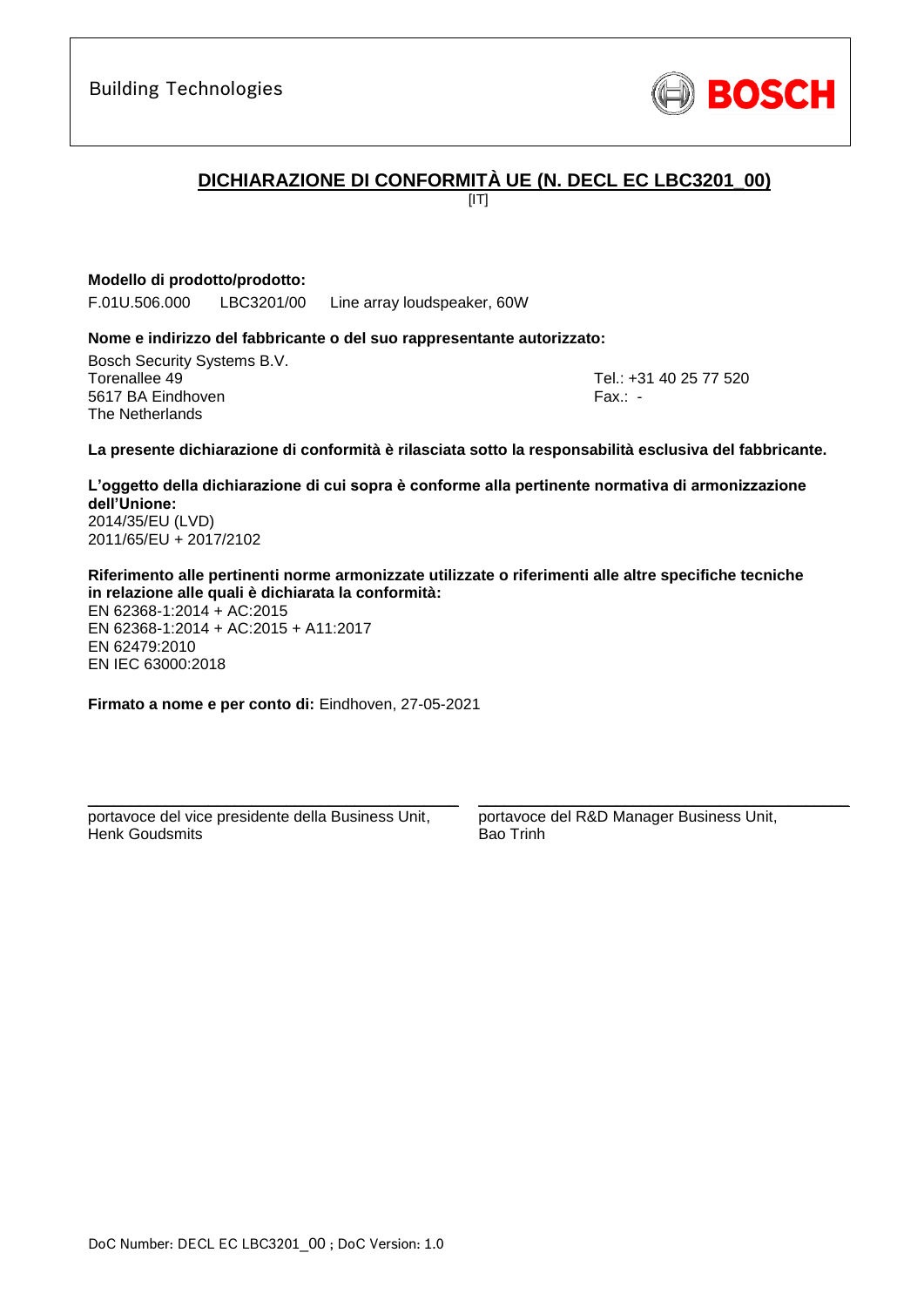Building Technologies

# DICHIARAZIONE DI CONFORMITÀ UE (N. DECL EC LBC3201_00)

[IT]

**Modello di prodotto/prodotto:**

F.01U.506.000 LBC3201/00 Line array loudspeaker, 60W

**Nome e indirizzo del fabbricante o del suo rappresentante autorizzato:**

Bosch Security Systems B.V.
Torenallee 49
5617 BA Eindhoven
The Netherlands

Tel.: +31 40 25 77 520
Fax.: -

**La presente dichiarazione di conformità è rilasciata sotto la responsabilità esclusiva del fabbricante.**

**L'oggetto della dichiarazione di cui sopra è conforme alla pertinente normativa di armonizzazione dell'Unione:**

2014/35/EU (LVD)
2011/65/EU + 2017/2102

**Riferimento alle pertinenti norme armonizzate utilizzate o riferimenti alle altre specifiche tecniche in relazione alle quali è dichiarata la conformità:**

EN 62368-1:2014 + AC:2015
EN 62368-1:2014 + AC:2015 + A11:2017
EN 62479:2010
EN IEC 63000:2018

**Firmato a nome e per conto di:** Eindhoven, 27-05-2021

portavoce del vice presidente della Business Unit,
Henk Goudsmits

portavoce del R&D Manager Business Unit,
Bao Trinh

DoC Number: DECL EC LBC3201_00 ; DoC Version: 1.0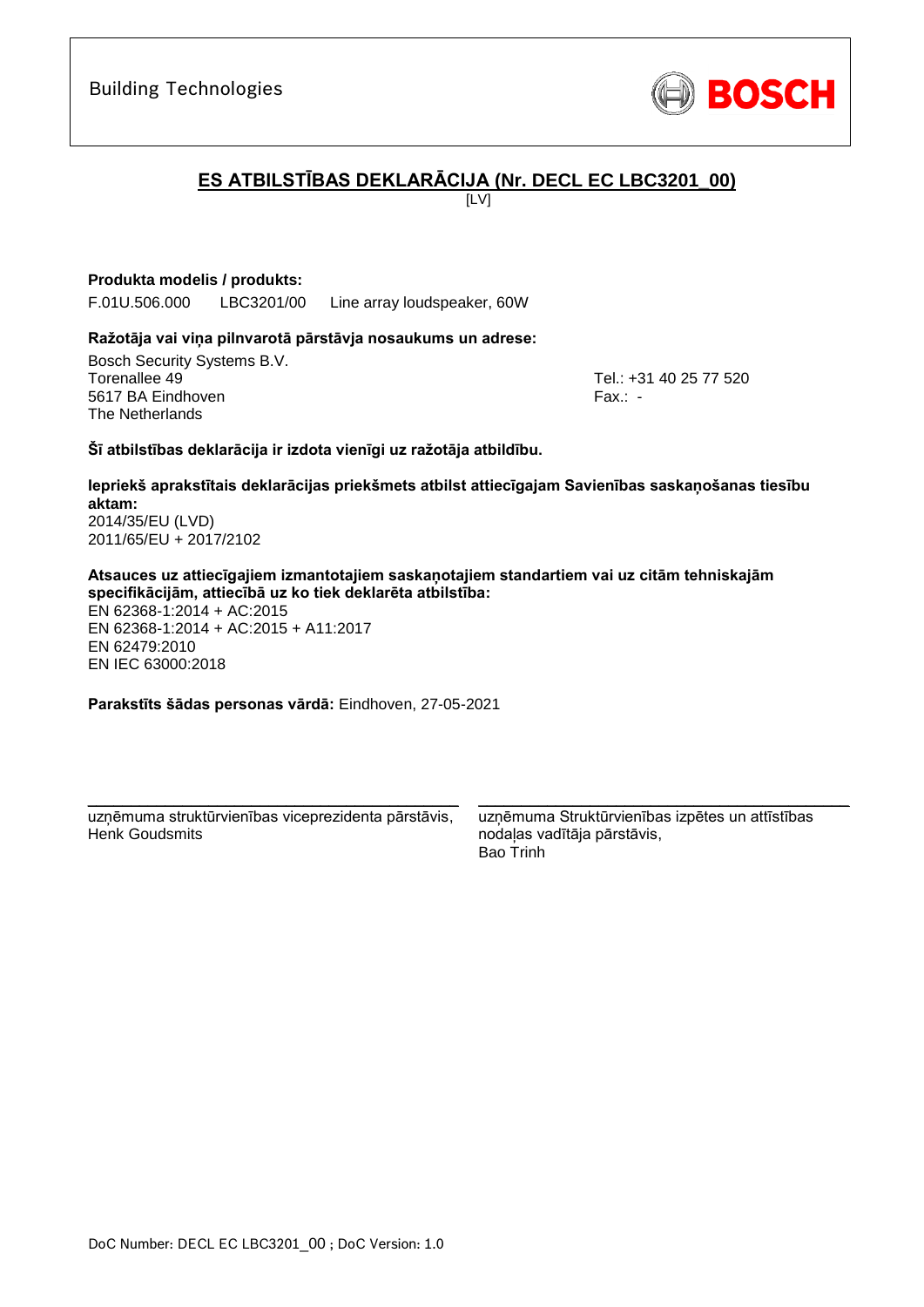Building Technologies

BOSCH

## ES ATBILSTĪBAS DEKLARĀCIJA (Nr. DECL EC LBC3201_00)

[LV]

**Produkta modelis / produkts:**

F.01U.506.000 LBC3201/00 Line array loudspeaker, 60W

**Ražotāja vai viņa pilnvarotā pārstāvja nosaukums un adrese:**

Bosch Security Systems B.V.
Torenallee 49
5617 BA Eindhoven
The Netherlands

Tel.: +31 40 25 77 520
Fax.: -

**Šī atbilstības deklarācija ir izdota vienīgi uz ražotāja atbildību.**

**Iepriekš aprakstītais deklarācijas priekšmets atbilst attiecīgajam Savienības saskaņošanas tiesību aktam:**
2014/35/EU (LVD)
2011/65/EU + 2017/2102

**Atsauces uz attiecīgajiem izmantotajiem saskaņotajiem standartiem vai uz citām tehniskajām specifikācijām, attiecībā uz ko tiek deklarēta atbilstība:**
EN 62368-1:2014 + AC:2015
EN 62368-1:2014 + AC:2015 + A11:2017
EN 62479:2010
EN IEC 63000:2018

**Parakstīts šādas personas vārdā:** Eindhoven, 27-05-2021

uzņēmuma struktūrvienības viceprezidenta pārstāvis,
Henk Goudsmits

uzņēmuma Struktūrvienības izpētes un attīstības nodaļas vadītāja pārstāvis,
Bao Trinh

DoC Number: DECL EC LBC3201_00 ; DoC Version: 1.0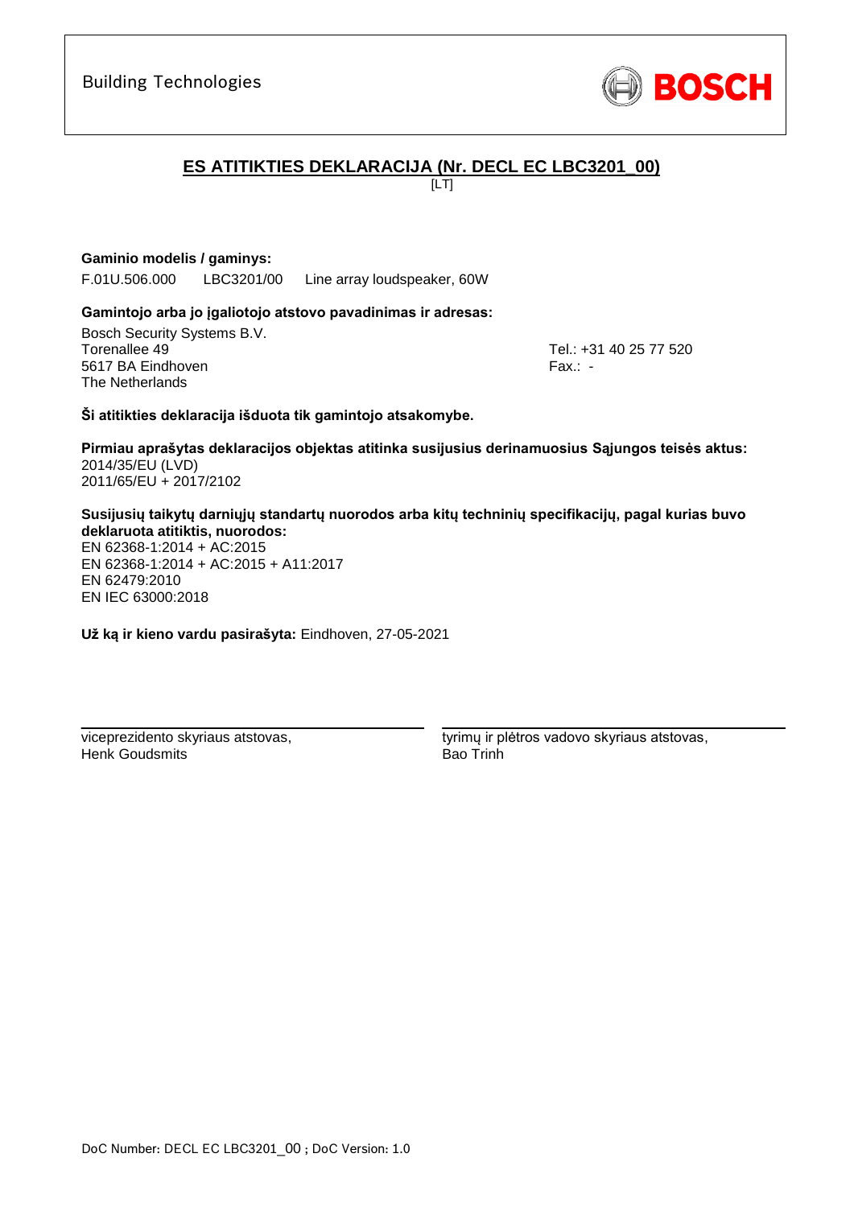Building Technologies

BOSCH

# ES ATITIKTIES DEKLARACIJA (Nr. DECL EC LBC3201_00)

[LT]

**Gaminio modelis / gaminys:**

F.01U.506.000 LBC3201/00 Line array loudspeaker, 60W

**Gamintojo arba jo įgaliotojo atstovo pavadinimas ir adresas:**

Bosch Security Systems B.V.
Torenallee 49
5617 BA Eindhoven
The Netherlands

Tel.: +31 40 25 77 520
Fax.: -

**Ši atitikties deklaracija išduota tik gamintojo atsakomybe.**

**Pirmiau aprašytas deklaracijos objektas atitinka susijusius derinamuosius Sąjungos teisės aktus:**
2014/35/EU (LVD)
2011/65/EU + 2017/2102

**Susijusių taikytų darniųjų standartų nuorodos arba kitų techninių specifikacijų, pagal kurias buvo deklaruota atitiktis, nuorodos:**
EN 62368-1:2014 + AC:2015
EN 62368-1:2014 + AC:2015 + A11:2017
EN 62479:2010
EN IEC 63000:2018

**Už ką ir kieno vardu pasirašyta:** Eindhoven, 27-05-2021

viceprezidento skyriaus atstovas,
Henk Goudsmits

tyrimų ir plėtros vadovo skyriaus atstovas,
Bao Trinh

DoC Number: DECL EC LBC3201_00 ; DoC Version: 1.0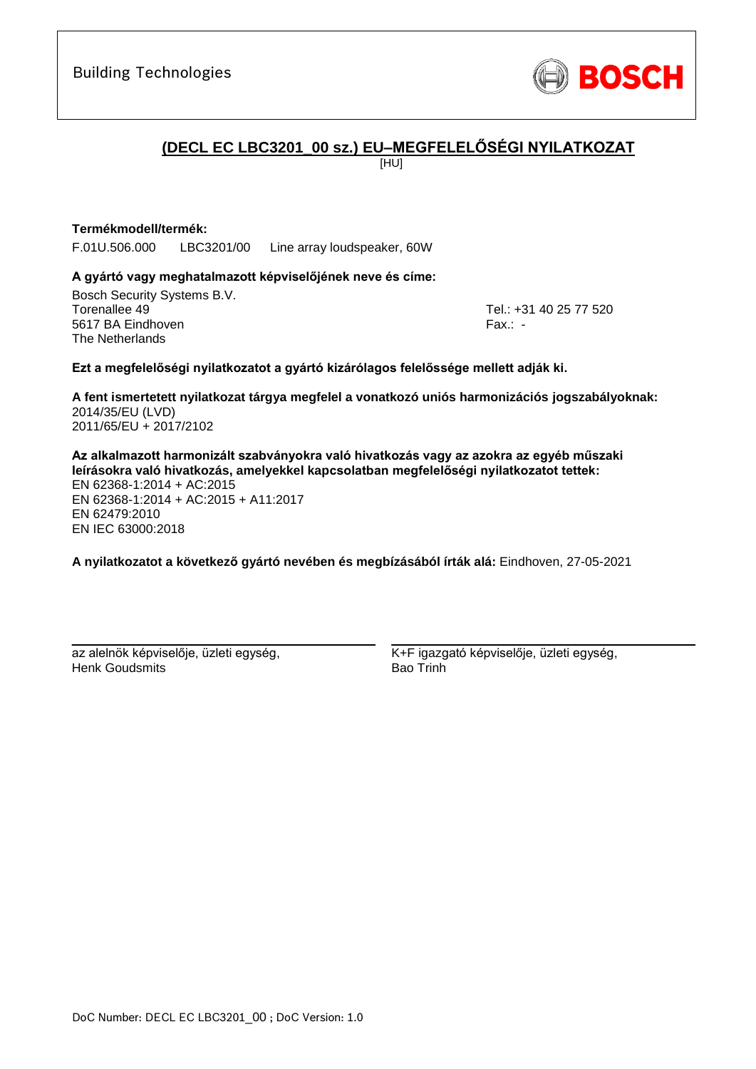Building Technologies

BOSCH

## (DECL EC LBC3201_00 sz.) EU–MEGFELELŐSÉGI NYILATKOZAT

[HU]

**Termékmodell/termék:**

F.01U.506.000 LBC3201/00 Line array loudspeaker, 60W

**A gyártó vagy meghatalmazott képviselőjének neve és címe:**

Bosch Security Systems B.V.
Torenallee 49
5617 BA Eindhoven
The Netherlands

Tel.: +31 40 25 77 520
Fax.: -

**Ezt a megfelelőségi nyilatkozatot a gyártó kizárólagos felelőssége mellett adják ki.**

**A fent ismertetett nyilatkozat tárgya megfelel a vonatkozó uniós harmonizációs jogszabályoknak:**
2014/35/EU (LVD)
2011/65/EU + 2017/2102

**Az alkalmazott harmonizált szabványokra való hivatkozás vagy az azokra az egyéb műszaki leírásokra való hivatkozás, amelyekkel kapcsolatban megfelelőségi nyilatkozatot tettek:**
EN 62368-1:2014 + AC:2015
EN 62368-1:2014 + AC:2015 + A11:2017
EN 62479:2010
EN IEC 63000:2018

**A nyilatkozatot a következő gyártó nevében és megbízásából írták alá:** Eindhoven, 27-05-2021

az alelnök képviselője, üzleti egység,
Henk Goudsmits

K+F igazgató képviselője, üzleti egység,
Bao Trinh

DoC Number: DECL EC LBC3201_00 ; DoC Version: 1.0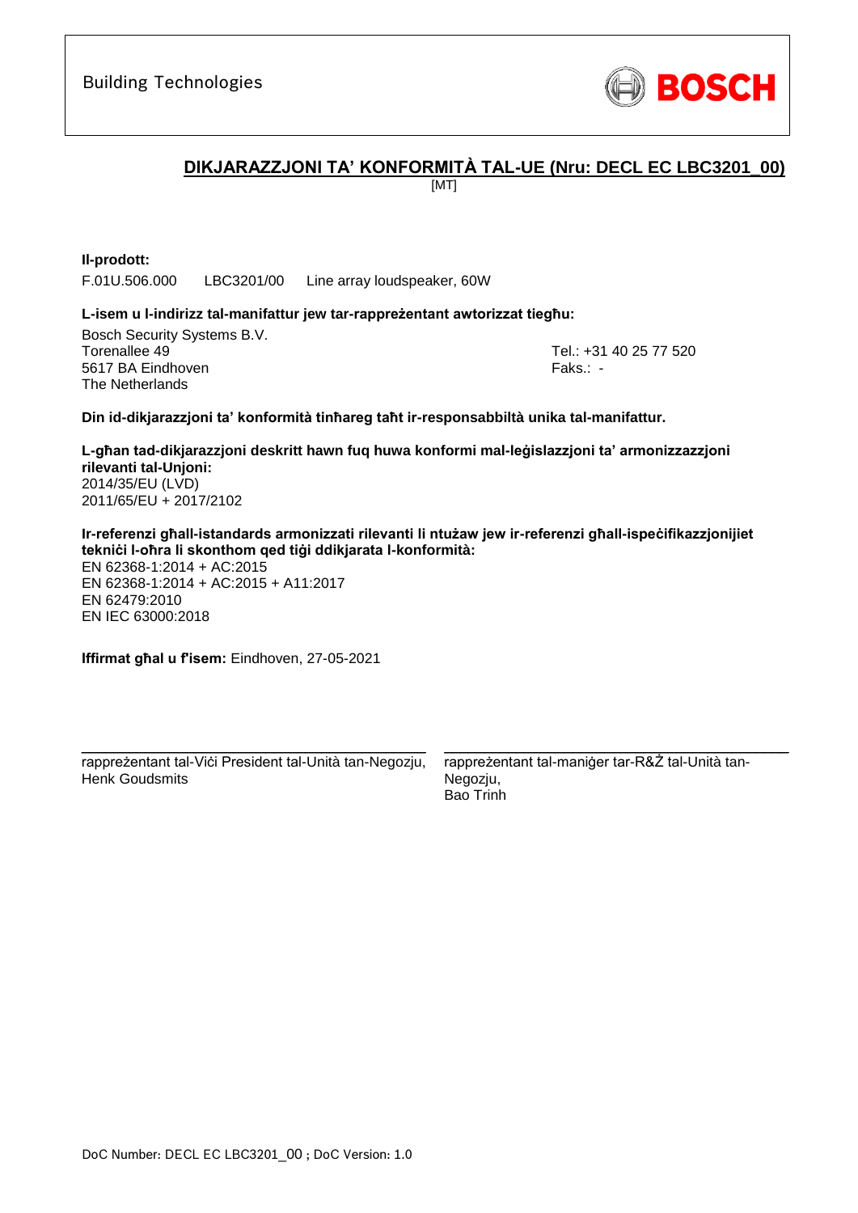Building Technologies

BOSCH

# DIKJARAZZJONI TA' KONFORMITÀ TAL-UE (Nru: DECL EC LBC3201_00)

[MT]

**Il-prodott:**

F.01U.506.000 LBC3201/00 Line array loudspeaker, 60W

**L-isem u l-indirizz tal-manifattur jew tar-rappreżentant awtorizzat tiegħu:**

Bosch Security Systems B.V.
Torenallee 49
5617 BA Eindhoven
The Netherlands

Tel.: +31 40 25 77 520
Faks.: -

**Din id-dikjarazzjoni ta' konformità tinħareg taħt ir-responsabbiltà unika tal-manifattur.**

**L-għan tad-dikjarazzjoni deskritt hawn fuq huwa konformi mal-leġislazzjoni ta' armonizzazzjoni rilevanti tal-Unjoni:**
2014/35/EU (LVD)
2011/65/EU + 2017/2102

**Ir-referenzi għall-istandards armonizzati rilevanti li ntużaw jew ir-referenzi għall-ispeċifikazzjonijiet tekniċi l-oħra li skonthom qed tiġi ddikjarata l-konformità:**
EN 62368-1:2014 + AC:2015
EN 62368-1:2014 + AC:2015 + A11:2017
EN 62479:2010
EN IEC 63000:2018

**Iffirmat għal u f'isem:** Eindhoven, 27-05-2021

rappreżentant tal-Viċi President tal-Unità tan-Negozju,
Henk Goudsmits

rappreżentant tal-maniġer tar-R&Ż tal-Unità tan-Negozju,
Bao Trinh

DoC Number: DECL EC LBC3201_00 ; DoC Version: 1.0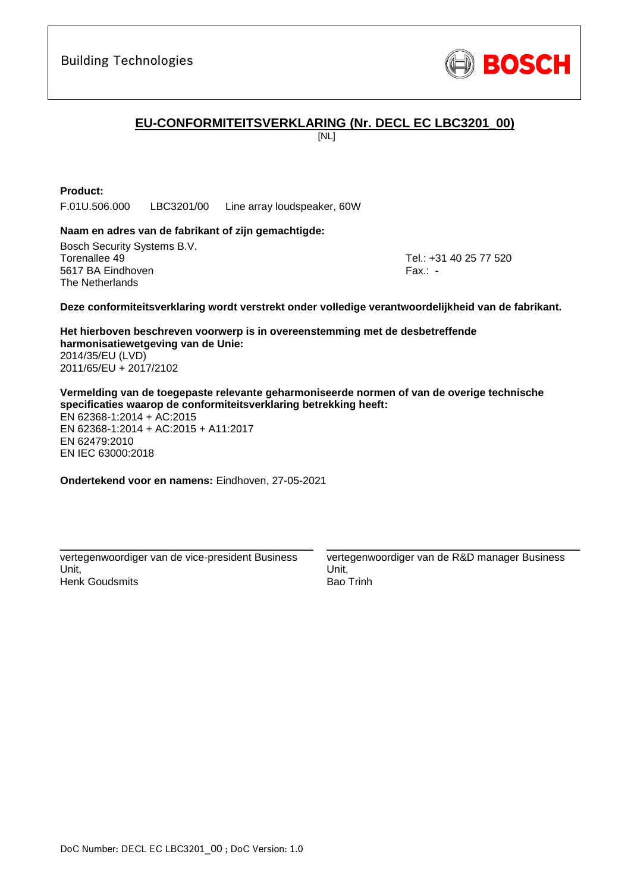Building Technologies

BOSCH

## EU-CONFORMITEITSVERKLARING (Nr. DECL EC LBC3201_00)

[NL]

**Product:**

F.01U.506.000 LBC3201/00 Line array loudspeaker, 60W

**Naam en adres van de fabrikant of zijn gemachtigde:**

Bosch Security Systems B.V.
Torenallee 49
5617 BA Eindhoven
The Netherlands

Tel.: +31 40 25 77 520
Fax.: -

**Deze conformiteitsverklaring wordt verstrekt onder volledige verantwoordelijkheid van de fabrikant.**

**Het hierboven beschreven voorwerp is in overeenstemming met de desbetreffende harmonisatiewetgeving van de Unie:**

2014/35/EU (LVD)
2011/65/EU + 2017/2102

**Vermelding van de toegepaste relevante geharmoniseerde normen of van de overige technische specificaties waarop de conformiteitsverklaring betrekking heeft:**

EN 62368-1:2014 + AC:2015
EN 62368-1:2014 + AC:2015 + A11:2017
EN 62479:2010
EN IEC 63000:2018

**Ondertekend voor en namens:** Eindhoven, 27-05-2021

vertegenwoordiger van de vice-president Business Unit,
Henk Goudsmits

vertegenwoordiger van de R&D manager Business Unit,
Bao Trinh

DoC Number: DECL EC LBC3201_00 ; DoC Version: 1.0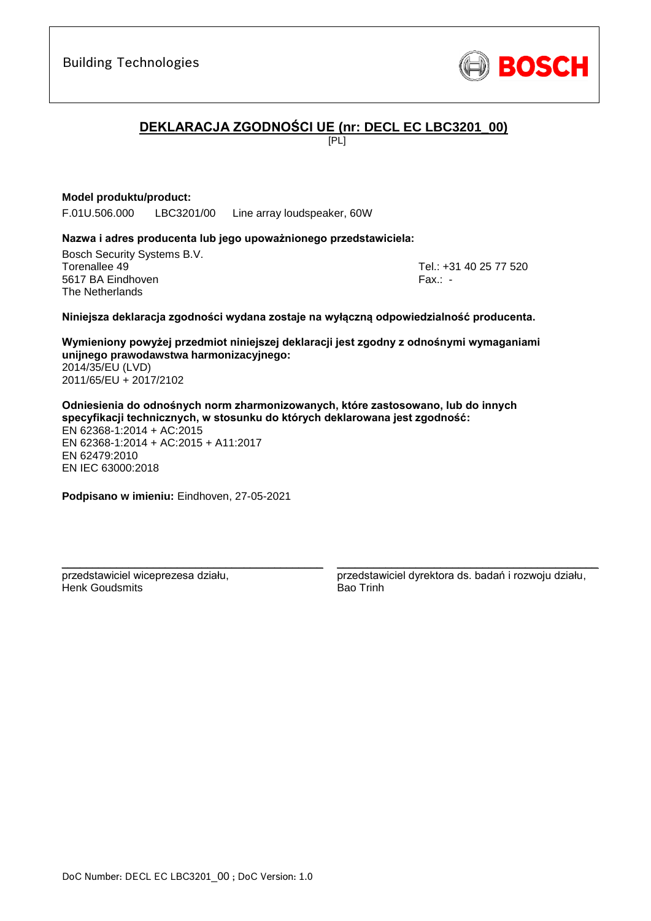Building Technologies

BOSCH

## DEKLARACJA ZGODNOŚCI UE (nr: DECL EC LBC3201_00)

[PL]

**Model produktu/product:**

F.01U.506.000 LBC3201/00 Line array loudspeaker, 60W

**Nazwa i adres producenta lub jego upoważnionego przedstawiciela:**

Bosch Security Systems B.V.
Torenallee 49
5617 BA Eindhoven
The Netherlands

Tel.: +31 40 25 77 520
Fax.: -

**Niniejsza deklaracja zgodności wydana zostaje na wyłączną odpowiedzialność producenta.**

**Wymieniony powyżej przedmiot niniejszej deklaracji jest zgodny z odnośnymi wymaganiami unijnego prawodawstwa harmonizacyjnego:**
2014/35/EU (LVD)
2011/65/EU + 2017/2102

**Odniesienia do odnośnych norm zharmonizowanych, które zastosowano, lub do innych specyfikacji technicznych, w stosunku do których deklarowana jest zgodność:**
EN 62368-1:2014 + AC:2015
EN 62368-1:2014 + AC:2015 + A11:2017
EN 62479:2010
EN IEC 63000:2018

**Podpisano w imieniu:** Eindhoven, 27-05-2021

przedstawiciel wiceprezesa działu,
Henk Goudsmits

przedstawiciel dyrektora ds. badań i rozwoju działu,
Bao Trinh

DoC Number: DECL EC LBC3201_00 ; DoC Version: 1.0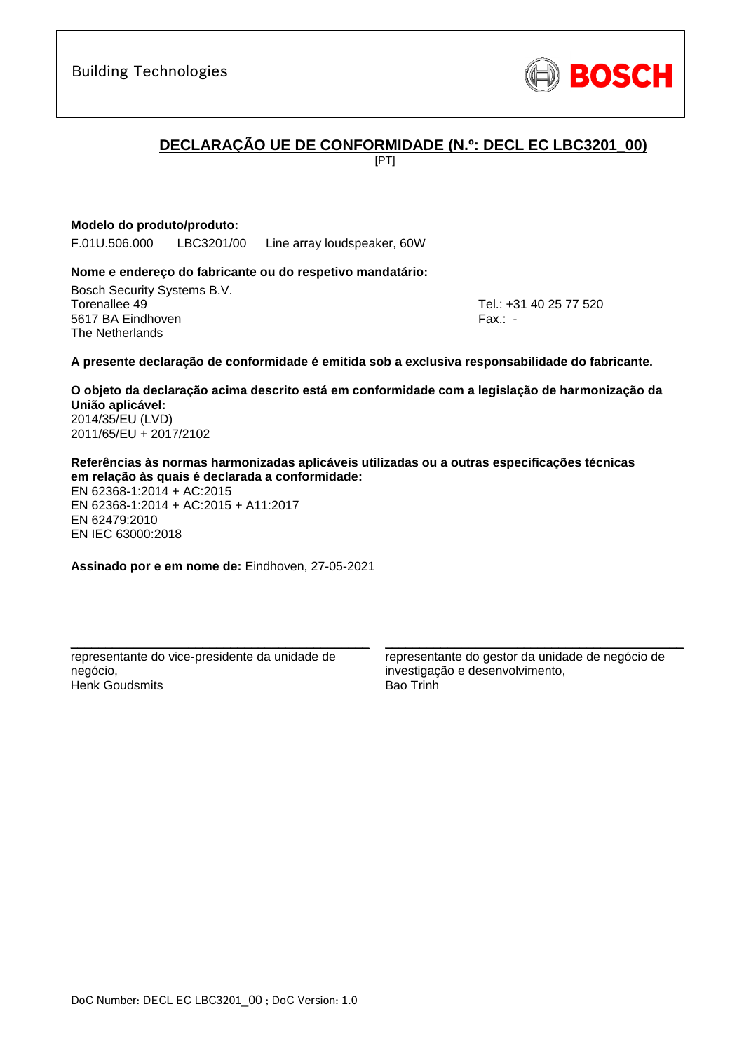Building Technologies

BOSCH

## DECLARAÇÃO UE DE CONFORMIDADE (N.º: DECL EC LBC3201_00)

[PT]

**Modelo do produto/produto:**

F.01U.506.000 LBC3201/00 Line array loudspeaker, 60W

**Nome e endereço do fabricante ou do respetivo mandatário:**

Bosch Security Systems B.V.
Torenallee 49
5617 BA Eindhoven
The Netherlands

Tel.: +31 40 25 77 520
Fax.: -

**A presente declaração de conformidade é emitida sob a exclusiva responsabilidade do fabricante.**

**O objeto da declaração acima descrito está em conformidade com a legislação de harmonização da União aplicável:**

2014/35/EU (LVD)
2011/65/EU + 2017/2102

**Referências às normas harmonizadas aplicáveis utilizadas ou a outras especificações técnicas em relação às quais é declarada a conformidade:**

EN 62368-1:2014 + AC:2015
EN 62368-1:2014 + AC:2015 + A11:2017
EN 62479:2010
EN IEC 63000:2018

**Assinado por e em nome de:** Eindhoven, 27-05-2021

representante do vice-presidente da unidade de negócio,
Henk Goudsmits

representante do gestor da unidade de negócio de investigação e desenvolvimento,
Bao Trinh

DoC Number: DECL EC LBC3201_00 ; DoC Version: 1.0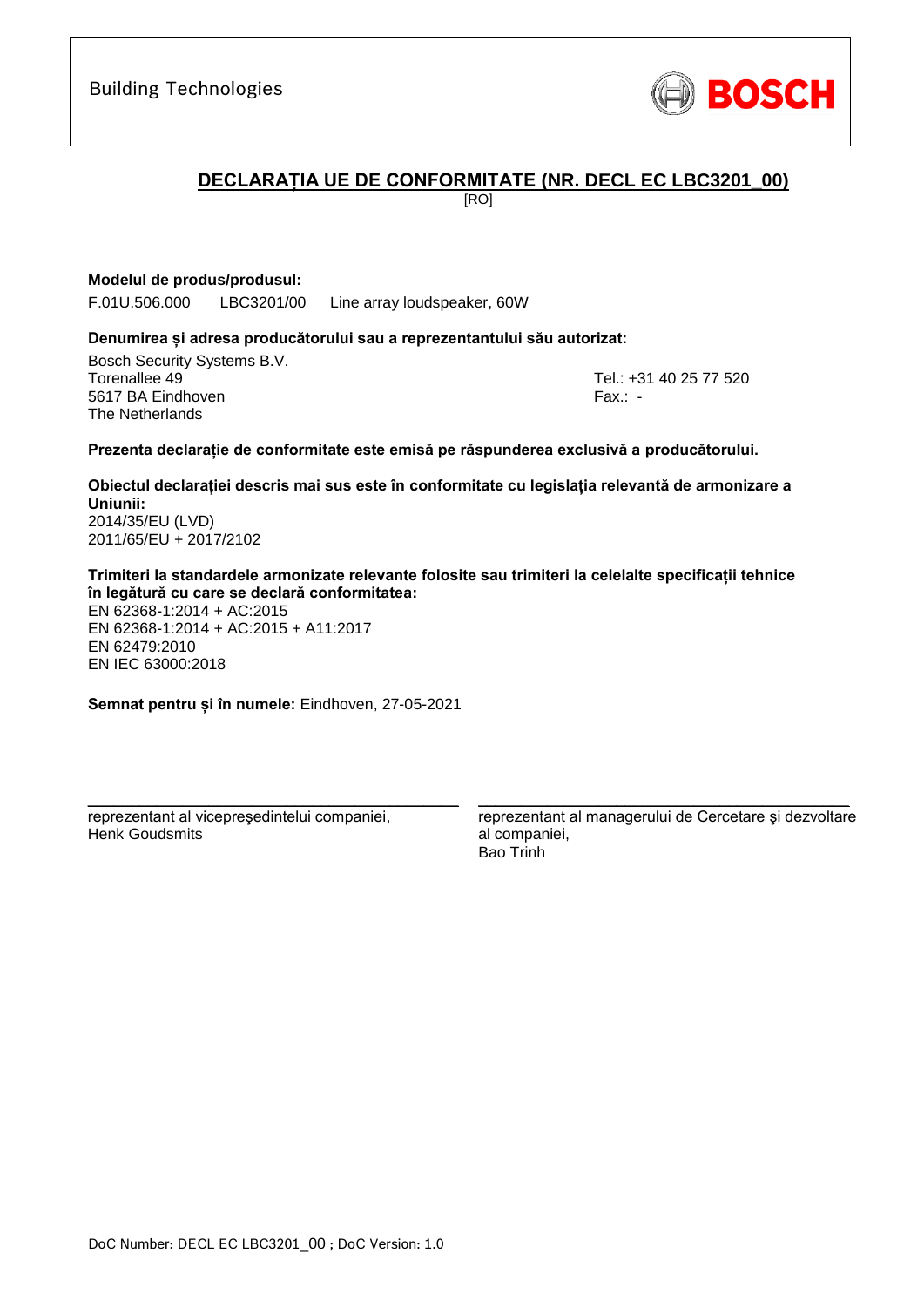Building Technologies

BOSCH

## DECLARAȚIA UE DE CONFORMITATE (NR. DECL EC LBC3201_00)

[RO]

**Modelul de produs/produsul:**

F.01U.506.000 LBC3201/00 Line array loudspeaker, 60W

**Denumirea și adresa producătorului sau a reprezentantului său autorizat:**

Bosch Security Systems B.V.
Torenallee 49
5617 BA Eindhoven
The Netherlands

Tel.: +31 40 25 77 520
Fax.: -

**Prezenta declarație de conformitate este emisă pe răspunderea exclusivă a producătorului.**

**Obiectul declarației descris mai sus este în conformitate cu legislația relevantă de armonizare a Uniunii:**
2014/35/EU (LVD)
2011/65/EU + 2017/2102

**Trimiteri la standardele armonizate relevante folosite sau trimiteri la celelalte specificații tehnice în legătură cu care se declară conformitatea:**
EN 62368-1:2014 + AC:2015
EN 62368-1:2014 + AC:2015 + A11:2017
EN 62479:2010
EN IEC 63000:2018

**Semnat pentru și în numele:** Eindhoven, 27-05-2021

reprezentant al vicepreşedintelui companiei,
Henk Goudsmits

reprezentant al managerului de Cercetare şi dezvoltare al companiei,
Bao Trinh

DoC Number: DECL EC LBC3201_00 ; DoC Version: 1.0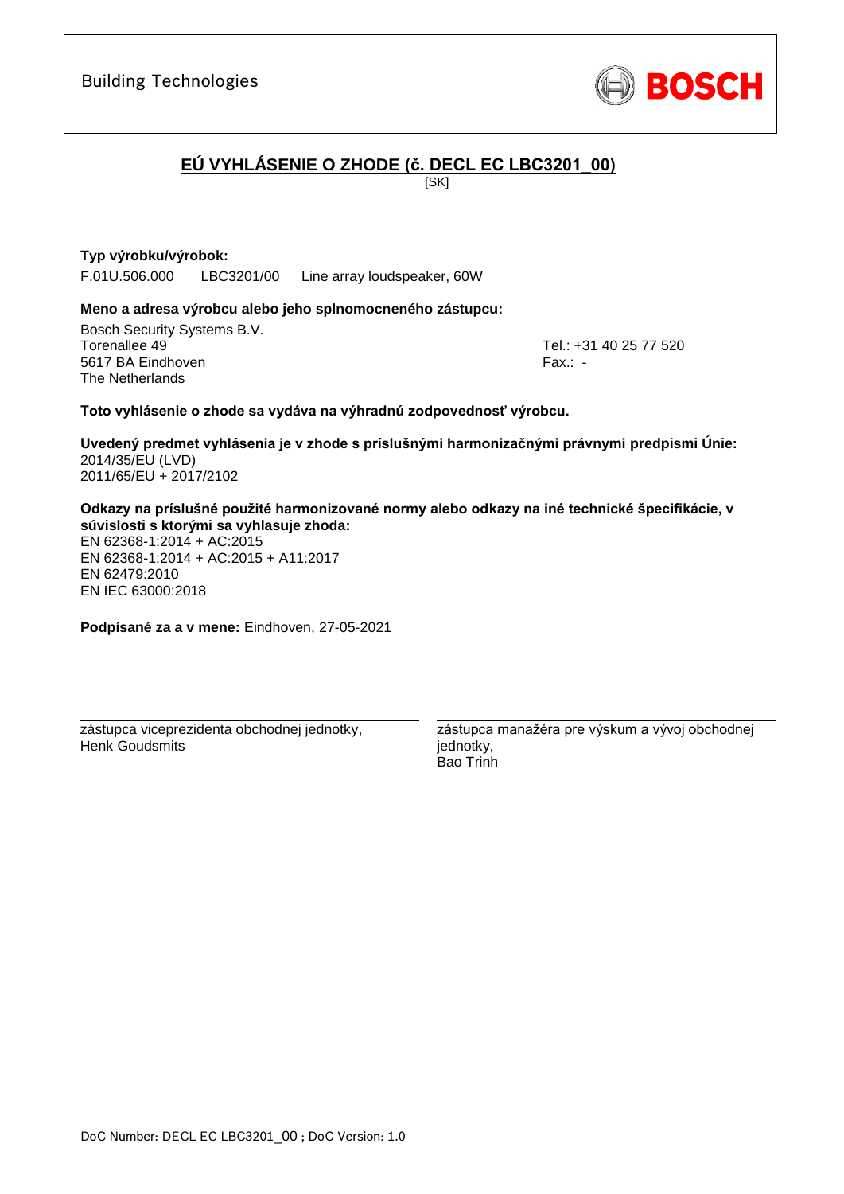Building Technologies

BOSCH

## EÚ VYHLÁSENIE O ZHODE (č. DECL EC LBC3201_00)

[SK]

**Typ výrobku/výrobok:**

F.01U.506.000 LBC3201/00 Line array loudspeaker, 60W

**Meno a adresa výrobcu alebo jeho splnomocneného zástupcu:**

Bosch Security Systems B.V.
Torenallee 49
5617 BA Eindhoven
The Netherlands

Tel.: +31 40 25 77 520
Fax.: -

**Toto vyhlásenie o zhode sa vydáva na výhradnú zodpovednosť výrobcu.**

**Uvedený predmet vyhlásenia je v zhode s príslušnými harmonizačnými právnymi predpismi Únie:**
2014/35/EU (LVD)
2011/65/EU + 2017/2102

**Odkazy na príslušné použité harmonizované normy alebo odkazy na iné technické špecifikácie, v súvislosti s ktorými sa vyhlasuje zhoda:**
EN 62368-1:2014 + AC:2015
EN 62368-1:2014 + AC:2015 + A11:2017
EN 62479:2010
EN IEC 63000:2018

**Podpísané za a v mene:** Eindhoven, 27-05-2021

zástupca viceprezidenta obchodnej jednotky,
Henk Goudsmits

zástupca manažéra pre výskum a vývoj obchodnej jednotky,
Bao Trinh

DoC Number: DECL EC LBC3201_00 ; DoC Version: 1.0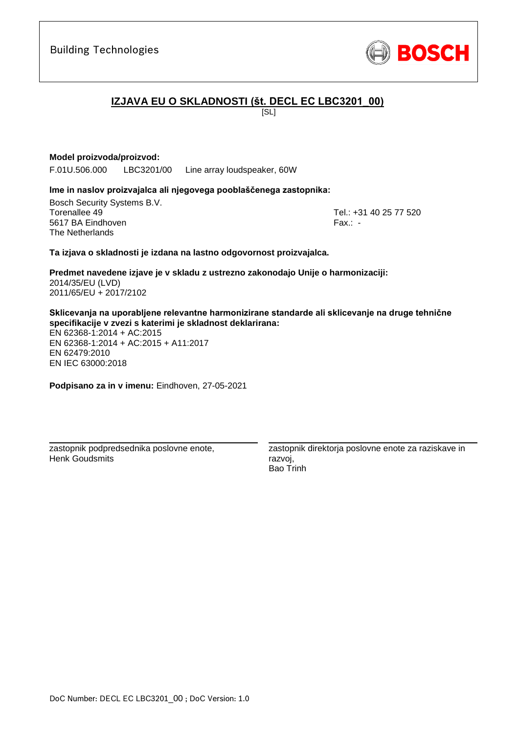Building Technologies

BOSCH

# IZJAVA EU O SKLADNOSTI (št. DECL EC LBC3201_00)

[SL]

**Model proizvoda/proizvod:**

F.01U.506.000 LBC3201/00 Line array loudspeaker, 60W

**Ime in naslov proizvajalca ali njegovega pooblaščenega zastopnika:**

Bosch Security Systems B.V.
Torenallee 49
5617 BA Eindhoven
The Netherlands

Tel.: +31 40 25 77 520
Fax.: -

**Ta izjava o skladnosti je izdana na lastno odgovornost proizvajalca.**

**Predmet navedene izjave je v skladu z ustrezno zakonodajo Unije o harmonizaciji:**
2014/35/EU (LVD)
2011/65/EU + 2017/2102

**Sklicevanja na uporabljene relevantne harmonizirane standarde ali sklicevanje na druge tehnične specifikacije v zvezi s katerimi je skladnost deklarirana:**
EN 62368-1:2014 + AC:2015
EN 62368-1:2014 + AC:2015 + A11:2017
EN 62479:2010
EN IEC 63000:2018

**Podpisano za in v imenu:** Eindhoven, 27-05-2021

zastopnik podpredsednika poslovne enote,
Henk Goudsmits

zastopnik direktorja poslovne enote za raziskave in razvoj,
Bao Trinh

DoC Number: DECL EC LBC3201_00 ; DoC Version: 1.0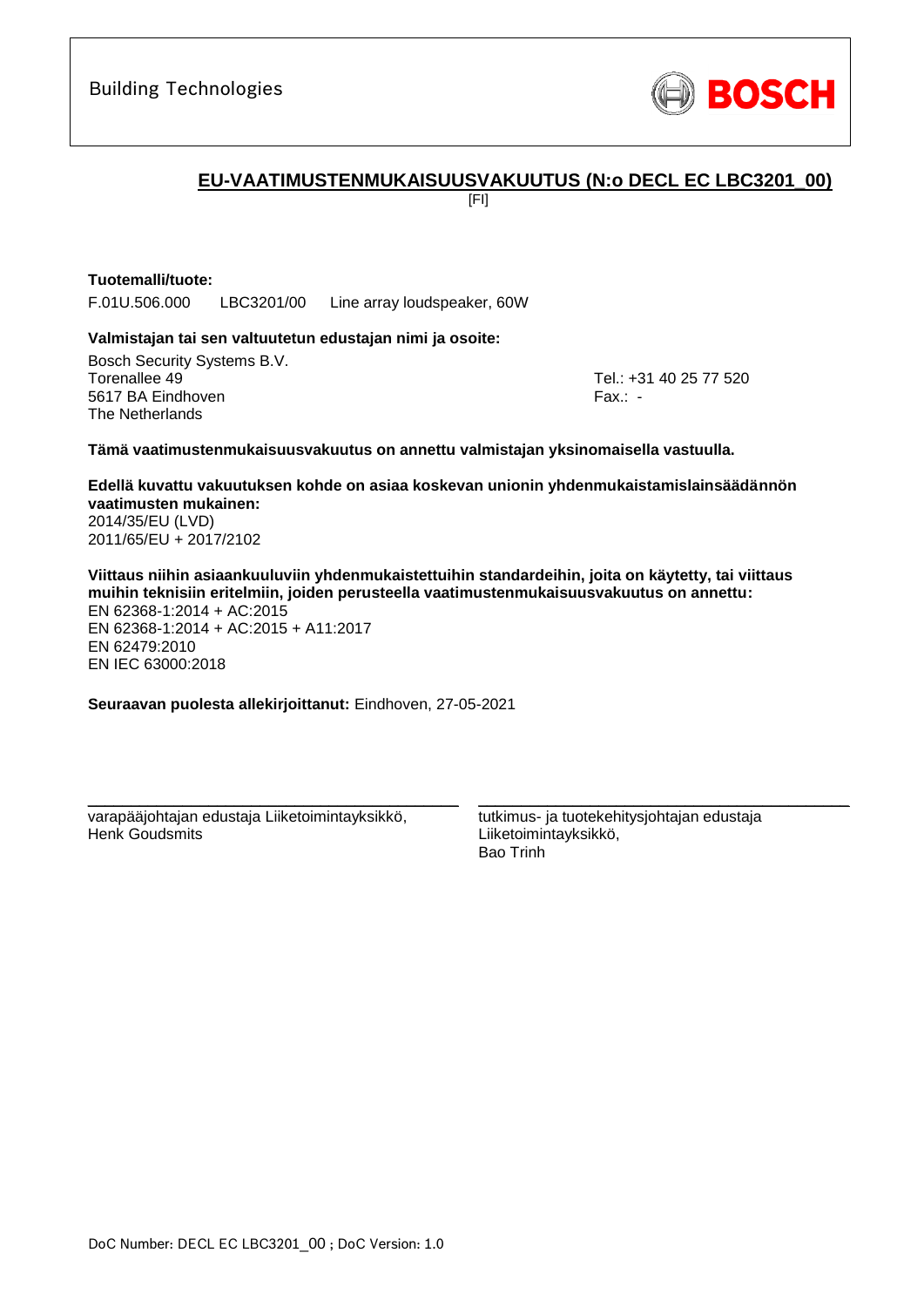Building Technologies

BOSCH

# EU-VAATIMUSTENMUKAISUUSVAKUUTUS (N:o DECL EC LBC3201_00)

[FI]

**Tuotemalli/tuote:**

F.01U.506.000 LBC3201/00 Line array loudspeaker, 60W

**Valmistajan tai sen valtuutetun edustajan nimi ja osoite:**

Bosch Security Systems B.V.
Torenallee 49
5617 BA Eindhoven
The Netherlands

Tel.: +31 40 25 77 520
Fax.: -

**Tämä vaatimustenmukaisuusvakuutus on annettu valmistajan yksinomaisella vastuulla.**

**Edellä kuvattu vakuutuksen kohde on asiaa koskevan unionin yhdenmukaistamislainsäädännön vaatimusten mukainen:**
2014/35/EU (LVD)
2011/65/EU + 2017/2102

**Viittaus niihin asiaankuuluviin yhdenmukaistettuihin standardeihin, joita on käytetty, tai viittaus muihin teknisiin eritelmiin, joiden perusteella vaatimustenmukaisuusvakuutus on annettu:**
EN 62368-1:2014 + AC:2015
EN 62368-1:2014 + AC:2015 + A11:2017
EN 62479:2010
EN IEC 63000:2018

**Seuraavan puolesta allekirjoittanut:** Eindhoven, 27-05-2021

varapääjohtajan edustaja Liiketoimintayksikkö,
Henk Goudsmits

tutkimus- ja tuotekehitysjohtajan edustaja
Liiketoimintayksikkö,
Bao Trinh

DoC Number: DECL EC LBC3201_00 ; DoC Version: 1.0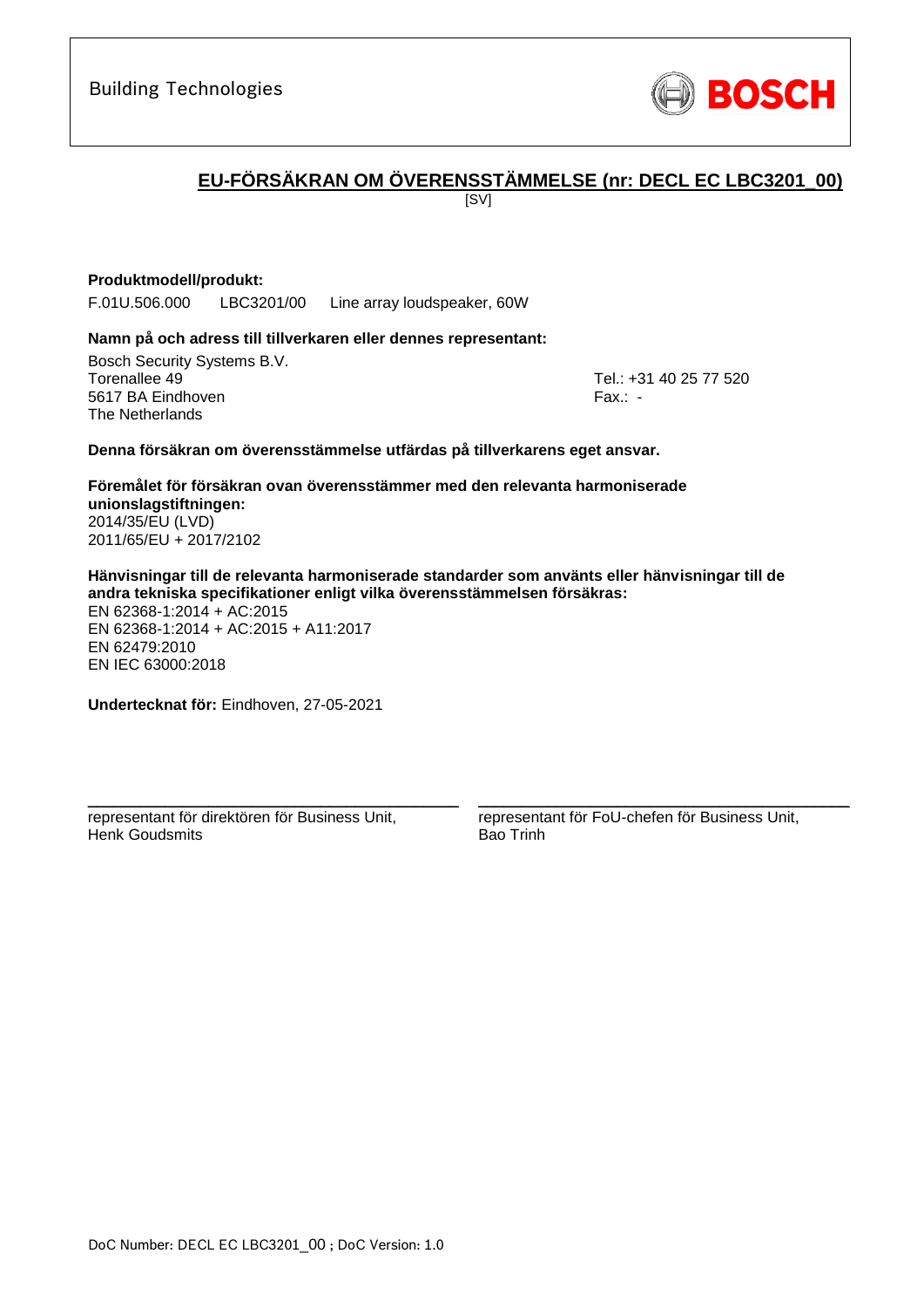Building Technologies

BOSCH

## EU-FÖRSÄKRAN OM ÖVERENSSTÄMMELSE (nr: DECL EC LBC3201_00)

[SV]

**Produktmodell/produkt:**

F.01U.506.000 LBC3201/00 Line array loudspeaker, 60W

**Namn på och adress till tillverkaren eller dennes representant:**

Bosch Security Systems B.V.
Torenallee 49
5617 BA Eindhoven
The Netherlands

Tel.: +31 40 25 77 520
Fax.: -

**Denna försäkran om överensstämmelse utfärdas på tillverkarens eget ansvar.**

**Föremålet för försäkran ovan överensstämmer med den relevanta harmoniserade unionslagstiftningen:**
2014/35/EU (LVD)
2011/65/EU + 2017/2102

**Hänvisningar till de relevanta harmoniserade standarder som använts eller hänvisningar till de andra tekniska specifikationer enligt vilka överensstämmelsen försäkras:**
EN 62368-1:2014 + AC:2015
EN 62368-1:2014 + AC:2015 + A11:2017
EN 62479:2010
EN IEC 63000:2018

**Undertecknat för:** Eindhoven, 27-05-2021

representant för direktören för Business Unit,
Henk Goudsmits

representant för FoU-chefen för Business Unit,
Bao Trinh

DoC Number: DECL EC LBC3201_00 ; DoC Version: 1.0